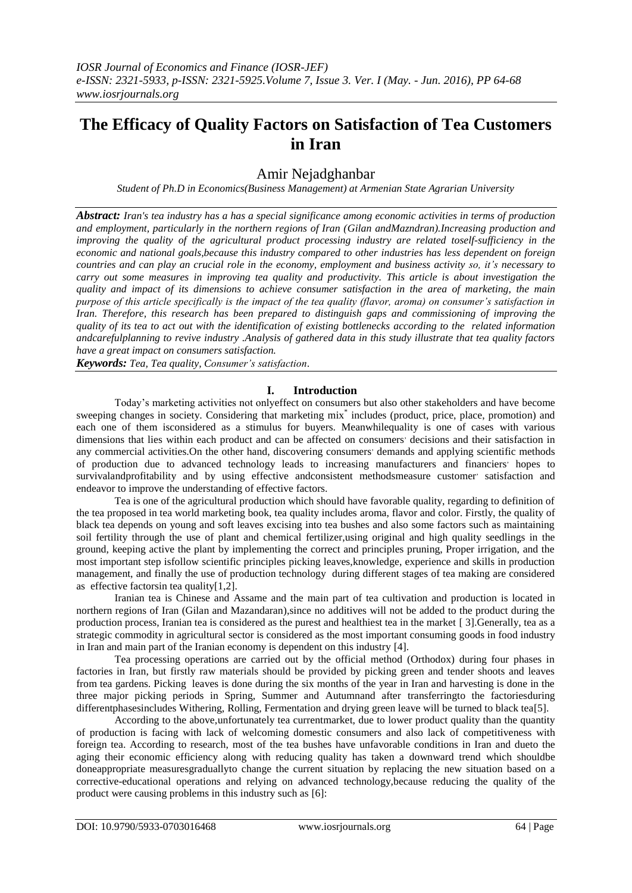# The Efficacy of Quality Factors on Satisfaction of Tea Customers in Iran

## Amir Nejadghanbar

*Student of Ph.D in Economics(Business Management) at Armenian State Agrarian University*

***Abstract:*** *Iran's tea industry has a has a special significance among economic activities in terms of production and employment, particularly in the northern regions of Iran (Gilan andMazndran).Increasing production and improving the quality of the agricultural product processing industry are related toself-sufficiency in the economic and national goals,because this industry compared to other industries has less dependent on foreign countries and can play an crucial role in the economy, employment and business activity so, it's necessary to carry out some measures in improving tea quality and productivity. This article is about investigation the quality and impact of its dimensions to achieve consumer satisfaction in the area of marketing, the main purpose of this article specifically is the impact of the tea quality (flavor, aroma) on consumer's satisfaction in Iran. Therefore, this research has been prepared to distinguish gaps and commissioning of improving the quality of its tea to act out with the identification of existing bottlenecks according to the related information andcarefulplanning to revive industry .Analysis of gathered data in this study illustrate that tea quality factors have a great impact on consumers satisfaction.*

***Keywords:*** *Tea, Tea quality, Consumer's satisfaction.*

## I. Introduction

Today's marketing activities not onlyeffect on consumers but also other stakeholders and have become sweeping changes in society. Considering that marketing mix* includes (product, price, place, promotion) and each one of them isconsidered as a stimulus for buyers. Meanwhilequality is one of cases with various dimensions that lies within each product and can be affected on consumers' decisions and their satisfaction in any commercial activities.On the other hand, discovering consumers' demands and applying scientific methods of production due to advanced technology leads to increasing manufacturers and financiers' hopes to survivalandprofitability and by using effective andconsistent methodsmeasure customer' satisfaction and endeavor to improve the understanding of effective factors.

Tea is one of the agricultural production which should have favorable quality, regarding to definition of the tea proposed in tea world marketing book, tea quality includes aroma, flavor and color. Firstly, the quality of black tea depends on young and soft leaves excising into tea bushes and also some factors such as maintaining soil fertility through the use of plant and chemical fertilizer,using original and high quality seedlings in the ground, keeping active the plant by implementing the correct and principles pruning, Proper irrigation, and the most important step isfollow scientific principles picking leaves,knowledge, experience and skills in production management, and finally the use of production technology during different stages of tea making are considered as effective factorsin tea quality[1,2].

Iranian tea is Chinese and Assame and the main part of tea cultivation and production is located in northern regions of Iran (Gilan and Mazandaran),since no additives will not be added to the product during the production process, Iranian tea is considered as the purest and healthiest tea in the market [ 3].Generally, tea as a strategic commodity in agricultural sector is considered as the most important consuming goods in food industry in Iran and main part of the Iranian economy is dependent on this industry [4].

Tea processing operations are carried out by the official method (Orthodox) during four phases in factories in Iran, but firstly raw materials should be provided by picking green and tender shoots and leaves from tea gardens. Picking leaves is done during the six months of the year in Iran and harvesting is done in the three major picking periods in Spring, Summer and Autumnand after transferringto the factoriesduring differentphasesincludes Withering, Rolling, Fermentation and drying green leave will be turned to black tea[5].

According to the above,unfortunately tea currentmarket, due to lower product quality than the quantity of production is facing with lack of welcoming domestic consumers and also lack of competitiveness with foreign tea. According to research, most of the tea bushes have unfavorable conditions in Iran and dueto the aging their economic efficiency along with reducing quality has taken a downward trend which shouldbe doneappropriate measuresgraduallyto change the current situation by replacing the new situation based on a corrective-educational operations and relying on advanced technology,because reducing the quality of the product were causing problems in this industry such as [6]: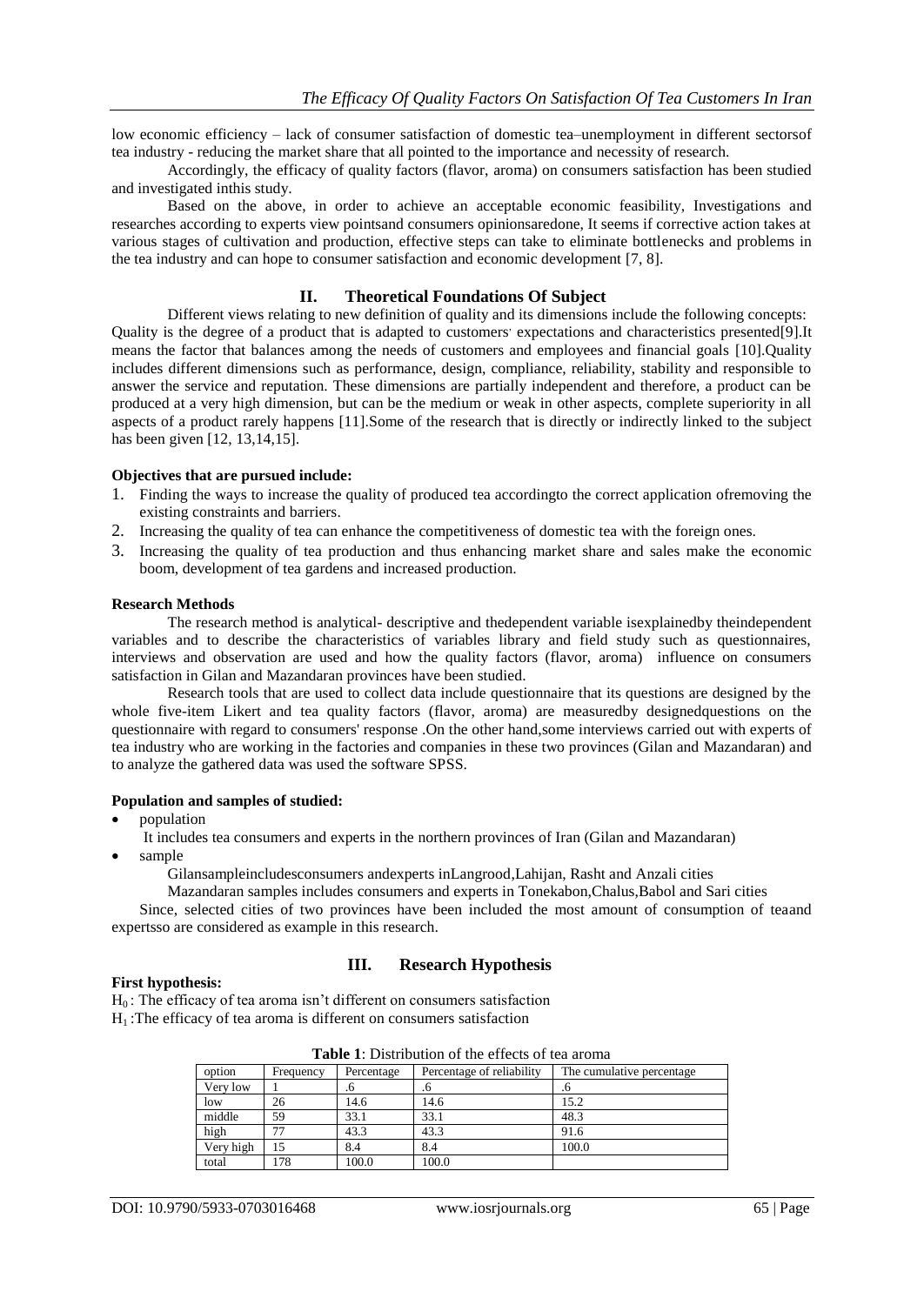low economic efficiency – lack of consumer satisfaction of domestic tea–unemployment in different sectorsof tea industry - reducing the market share that all pointed to the importance and necessity of research.

Accordingly, the efficacy of quality factors (flavor, aroma) on consumers satisfaction has been studied and investigated inthis study.

Based on the above, in order to achieve an acceptable economic feasibility, Investigations and researches according to experts view pointsand consumers opinionsaredone, It seems if corrective action takes at various stages of cultivation and production, effective steps can take to eliminate bottlenecks and problems in the tea industry and can hope to consumer satisfaction and economic development [7, 8].

## II. Theoretical Foundations Of Subject

Different views relating to new definition of quality and its dimensions include the following concepts: Quality is the degree of a product that is adapted to customers' expectations and characteristics presented[9].It means the factor that balances among the needs of customers and employees and financial goals [10].Quality includes different dimensions such as performance, design, compliance, reliability, stability and responsible to answer the service and reputation. These dimensions are partially independent and therefore, a product can be produced at a very high dimension, but can be the medium or weak in other aspects, complete superiority in all aspects of a product rarely happens [11].Some of the research that is directly or indirectly linked to the subject has been given [12, 13,14,15].

**Objectives that are pursued include:**

1. Finding the ways to increase the quality of produced tea accordingto the correct application ofremoving the existing constraints and barriers.
2. Increasing the quality of tea can enhance the competitiveness of domestic tea with the foreign ones.
3. Increasing the quality of tea production and thus enhancing market share and sales make the economic boom, development of tea gardens and increased production.

**Research Methods**

The research method is analytical- descriptive and thedependent variable isexplainedby theindependent variables and to describe the characteristics of variables library and field study such as questionnaires, interviews and observation are used and how the quality factors (flavor, aroma) influence on consumers satisfaction in Gilan and Mazandaran provinces have been studied.

Research tools that are used to collect data include questionnaire that its questions are designed by the whole five-item Likert and tea quality factors (flavor, aroma) are measuredby designedquestions on the questionnaire with regard to consumers' response .On the other hand,some interviews carried out with experts of tea industry who are working in the factories and companies in these two provinces (Gilan and Mazandaran) and to analyze the gathered data was used the software SPSS.

**Population and samples of studied:**

- population

  It includes tea consumers and experts in the northern provinces of Iran (Gilan and Mazandaran)
- sample

  Gilansampleincludesconsumers andexperts inLangrood,Lahijan, Rasht and Anzali cities

  Mazandaran samples includes consumers and experts in Tonekabon,Chalus,Babol and Sari cities

Since, selected cities of two provinces have been included the most amount of consumption of teaand expertsso are considered as example in this research.

## III. Research Hypothesis

**First hypothesis:**

$H_0$ : The efficacy of tea aroma isn't different on consumers satisfaction

$H_1$ :The efficacy of tea aroma is different on consumers satisfaction

**Table 1**: Distribution of the effects of tea aroma

| option | Frequency | Percentage | Percentage of reliability | The cumulative percentage |
|---|---|---|---|---|
| Very low | 1 | .6 | .6 | .6 |
| low | 26 | 14.6 | 14.6 | 15.2 |
| middle | 59 | 33.1 | 33.1 | 48.3 |
| high | 77 | 43.3 | 43.3 | 91.6 |
| Very high | 15 | 8.4 | 8.4 | 100.0 |
| total | 178 | 100.0 | 100.0 | |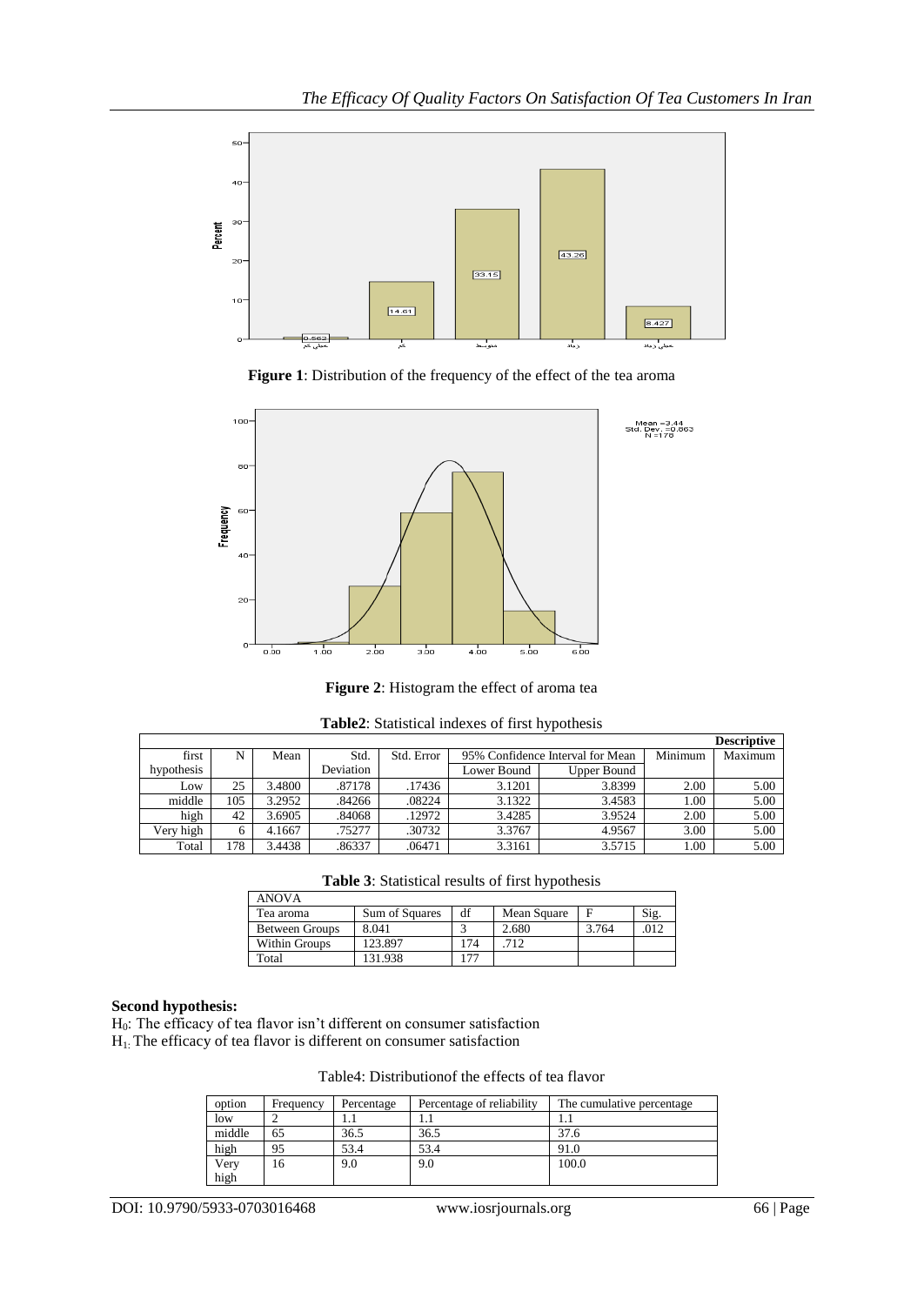**Figure 1**: Distribution of the frequency of the effect of the tea aroma

**Figure 2**: Histogram the effect of aroma tea

**Table2**: Statistical indexes of first hypothesis

| Descriptive | | | | | | | | |
|---|---|---|---|---|---|---|---|---|
| first hypothesis | N | Mean | Std. Deviation | Std. Error | 95% Confidence Interval for Mean | | Minimum | Maximum |
| | | | | | Lower Bound | Upper Bound | | |
| Low | 25 | 3.4800 | .87178 | .17436 | 3.1201 | 3.8399 | 2.00 | 5.00 |
| middle | 105 | 3.2952 | .84266 | .08224 | 3.1322 | 3.4583 | 1.00 | 5.00 |
| high | 42 | 3.6905 | .84068 | .12972 | 3.4285 | 3.9524 | 2.00 | 5.00 |
| Very high | 6 | 4.1667 | .75277 | .30732 | 3.3767 | 4.9567 | 3.00 | 5.00 |
| Total | 178 | 3.4438 | .86337 | .06471 | 3.3161 | 3.5715 | 1.00 | 5.00 |

**Table 3**: Statistical results of first hypothesis

| ANOVA | | | | | |
|---|---|---|---|---|---|
| Tea aroma | Sum of Squares | df | Mean Square | F | Sig. |
| Between Groups | 8.041 | 3 | 2.680 | 3.764 | .012 |
| Within Groups | 123.897 | 174 | .712 | | |
| Total | 131.938 | 177 | | | |

**Second hypothesis:**

$H_0$: The efficacy of tea flavor isn't different on consumer satisfaction

$H_1$: The efficacy of tea flavor is different on consumer satisfaction

Table4: Distributionof the effects of tea flavor

| option | Frequency | Percentage | Percentage of reliability | The cumulative percentage |
|---|---|---|---|---|
| low | 2 | 1.1 | 1.1 | 1.1 |
| middle | 65 | 36.5 | 36.5 | 37.6 |
| high | 95 | 53.4 | 53.4 | 91.0 |
| Very high | 16 | 9.0 | 9.0 | 100.0 |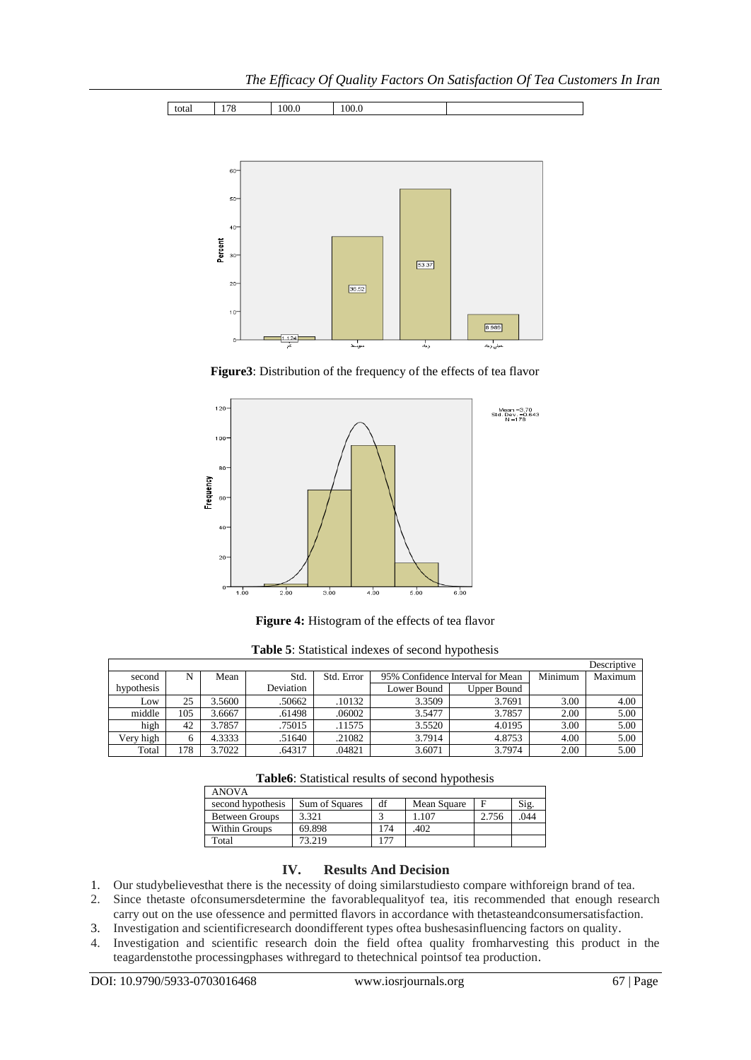| total | 178 | 100.0 | 100.0 | |
|---|---|---|---|---|

**Figure3**: Distribution of the frequency of the effects of tea flavor

**Figure 4:** Histogram of the effects of tea flavor

**Table 5**: Statistical indexes of second hypothesis

| | | | | | | | | Descriptive |
|---|---|---|---|---|---|---|---|---|
| second hypothesis | N | Mean | Std. Deviation | Std. Error | 95% Confidence Interval for Mean | | Minimum | Maximum |
| | | | | | Lower Bound | Upper Bound | | |
| Low | 25 | 3.5600 | .50662 | .10132 | 3.3509 | 3.7691 | 3.00 | 4.00 |
| middle | 105 | 3.6667 | .61498 | .06002 | 3.5477 | 3.7857 | 2.00 | 5.00 |
| high | 42 | 3.7857 | .75015 | .11575 | 3.5520 | 4.0195 | 3.00 | 5.00 |
| Very high | 6 | 4.3333 | .51640 | .21082 | 3.7914 | 4.8753 | 4.00 | 5.00 |
| Total | 178 | 3.7022 | .64317 | .04821 | 3.6071 | 3.7974 | 2.00 | 5.00 |

**Table6**: Statistical results of second hypothesis

| ANOVA | | | | | |
|---|---|---|---|---|---|
| second hypothesis | Sum of Squares | df | Mean Square | F | Sig. |
| Between Groups | 3.321 | 3 | 1.107 | 2.756 | .044 |
| Within Groups | 69.898 | 174 | .402 | | |
| Total | 73.219 | 177 | | | |

## IV. Results And Decision

1. Our studybelievesthat there is the necessity of doing similarstudiesto compare withforeign brand of tea.
2. Since thetaste ofconsumersdetermine the favorablequalityof tea, itis recommended that enough research carry out on the use ofessence and permitted flavors in accordance with thetasteandconsumersatisfaction.
3. Investigation and scientificresearch doondifferent types oftea bushesasinfluencing factors on quality.
4. Investigation and scientific research doin the field oftea quality fromharvesting this product in the teagardenstothe processingphases withregard to thetechnical pointsof tea production.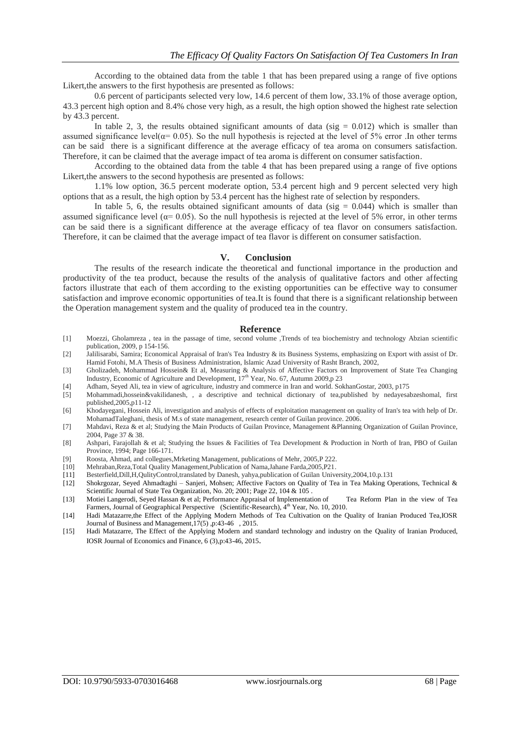According to the obtained data from the table 1 that has been prepared using a range of five options Likert,the answers to the first hypothesis are presented as follows:

0.6 percent of participants selected very low, 14.6 percent of them low, 33.1% of those average option, 43.3 percent high option and 8.4% chose very high, as a result, the high option showed the highest rate selection by 43.3 percent.

In table 2, 3, the results obtained significant amounts of data (sig = 0.012) which is smaller than assumed significance level($\alpha$= 0.05). So the null hypothesis is rejected at the level of 5% error .In other terms can be said there is a significant difference at the average efficacy of tea aroma on consumers satisfaction. Therefore, it can be claimed that the average impact of tea aroma is different on consumer satisfaction.

According to the obtained data from the table 4 that has been prepared using a range of five options Likert,the answers to the second hypothesis are presented as follows:

1.1% low option, 36.5 percent moderate option, 53.4 percent high and 9 percent selected very high options that as a result, the high option by 53.4 percent has the highest rate of selection by responders.

In table 5, 6, the results obtained significant amounts of data (sig = 0.044) which is smaller than assumed significance level ($\alpha$= 0.05). So the null hypothesis is rejected at the level of 5% error, in other terms can be said there is a significant difference at the average efficacy of tea flavor on consumers satisfaction. Therefore, it can be claimed that the average impact of tea flavor is different on consumer satisfaction.

## V. Conclusion

The results of the research indicate the theoretical and functional importance in the production and productivity of the tea product, because the results of the analysis of qualitative factors and other affecting factors illustrate that each of them according to the existing opportunities can be effective way to consumer satisfaction and improve economic opportunities of tea.It is found that there is a significant relationship between the Operation management system and the quality of produced tea in the country.

## Reference

[1] Moezzi, Gholamreza , tea in the passage of time, second volume ,Trends of tea biochemistry and technology Abzian scientific publication, 2009, p 154-156.

[2] Jalilisarabi, Samira; Economical Appraisal of Iran's Tea Industry & its Business Systems, emphasizing on Export with assist of Dr. Hamid Fotohi, M.A Thesis of Business Administration, Islamic Azad University of Rasht Branch, 2002,

[3] Gholizadeh, Mohammad Hossein& Et al, Measuring & Analysis of Affective Factors on Improvement of State Tea Changing Industry, Economic of Agriculture and Development, 17th Year, No. 67, Autumn 2009,p 23

[4] Adham, Seyed Ali, tea in view of agriculture, industry and commerce in Iran and world. SokhanGostar, 2003, p175

[5] Mohammadi,hossein&vakilidanesh, , a descriptive and technical dictionary of tea,published by nedayesabzeshomal, first published,2005,p11-12

[6] Khodayegani, Hossein Ali, investigation and analysis of effects of exploitation management on quality of Iran's tea with help of Dr. MohamadTaleghani, thesis of M.s of state management, research center of Guilan province. 2006.

[7] Mahdavi, Reza & et al; Studying the Main Products of Guilan Province, Management &Planning Organization of Guilan Province, 2004, Page 37 & 38.

[8] Ashpari, Farajollah & et al; Studying the Issues & Facilities of Tea Development & Production in North of Iran, PBO of Guilan Province, 1994; Page 166-171.

[9] Roosta, Ahmad, and collegues,Mrketing Management, publications of Mehr, 2005,P 222.

[10] Mehraban,Reza,Total Quality Management,Publication of Nama,Jahane Farda,2005,P21.

[11] Besterfield,Dill,H,QulityControl,translated by Danesh, yahya,publication of Guilan University,2004,10.p.131

[12] Shokrgozar, Seyed Ahmadtaghi – Sanjeri, Mohsen; Affective Factors on Quality of Tea in Tea Making Operations, Technical & Scientific Journal of State Tea Organization, No. 20; 2001; Page 22, 104 & 105 .

[13] Motiei Langerodi, Seyed Hassan & et al; Performance Appraisal of Implementation of Tea Reform Plan in the view of Tea Farmers, Journal of Geographical Perspective (Scientific-Research), 4th Year, No. 10, 2010.

[14] Hadi Matazarre,the Effect of the Applying Modern Methods of Tea Cultivation on the Quality of Iranian Produced Tea,IOSR Journal of Business and Management,17(5) ,p:43-46 , 2015.

[15] Hadi Matazarre, The Effect of the Applying Modern and standard technology and industry on the Quality of Iranian Produced, IOSR Journal of Economics and Finance, 6 (3),p:43-46, 2015.